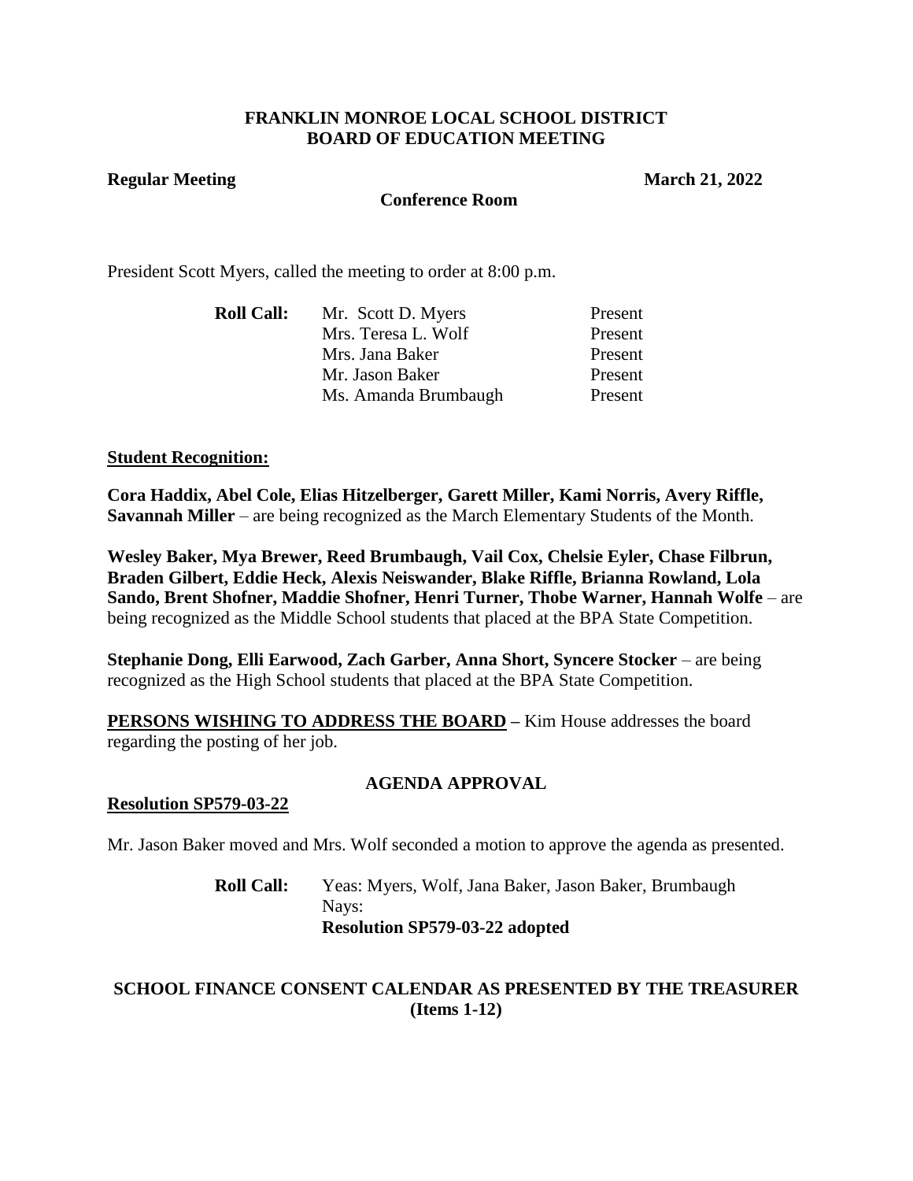# FRANKLIN MONROE LOCAL SCHOOL DISTRICT
# BOARD OF EDUCATION MEETING

**Regular Meeting** **March 21, 2022**

**Conference Room**

President Scott Myers, called the meeting to order at 8:00 p.m.

| **Roll Call:** | Mr. Scott D. Myers | Present |
|---|---|---|
| | Mrs. Teresa L. Wolf | Present |
| | Mrs. Jana Baker | Present |
| | Mr. Jason Baker | Present |
| | Ms. Amanda Brumbaugh | Present |

**Student Recognition:**

**Cora Haddix, Abel Cole, Elias Hitzelberger, Garett Miller, Kami Norris, Avery Riffle, Savannah Miller** – are being recognized as the March Elementary Students of the Month.

**Wesley Baker, Mya Brewer, Reed Brumbaugh, Vail Cox, Chelsie Eyler, Chase Filbrun, Braden Gilbert, Eddie Heck, Alexis Neiswander, Blake Riffle, Brianna Rowland, Lola Sando, Brent Shofner, Maddie Shofner, Henri Turner, Thobe Warner, Hannah Wolfe** – are being recognized as the Middle School students that placed at the BPA State Competition.

**Stephanie Dong, Elli Earwood, Zach Garber, Anna Short, Syncere Stocker** – are being recognized as the High School students that placed at the BPA State Competition.

**PERSONS WISHING TO ADDRESS THE BOARD –** Kim House addresses the board regarding the posting of her job.

## AGENDA APPROVAL

**Resolution SP579-03-22**

Mr. Jason Baker moved and Mrs. Wolf seconded a motion to approve the agenda as presented.

**Roll Call:** Yeas: Myers, Wolf, Jana Baker, Jason Baker, Brumbaugh
Nays:
**Resolution SP579-03-22 adopted**

## SCHOOL FINANCE CONSENT CALENDAR AS PRESENTED BY THE TREASURER (Items 1-12)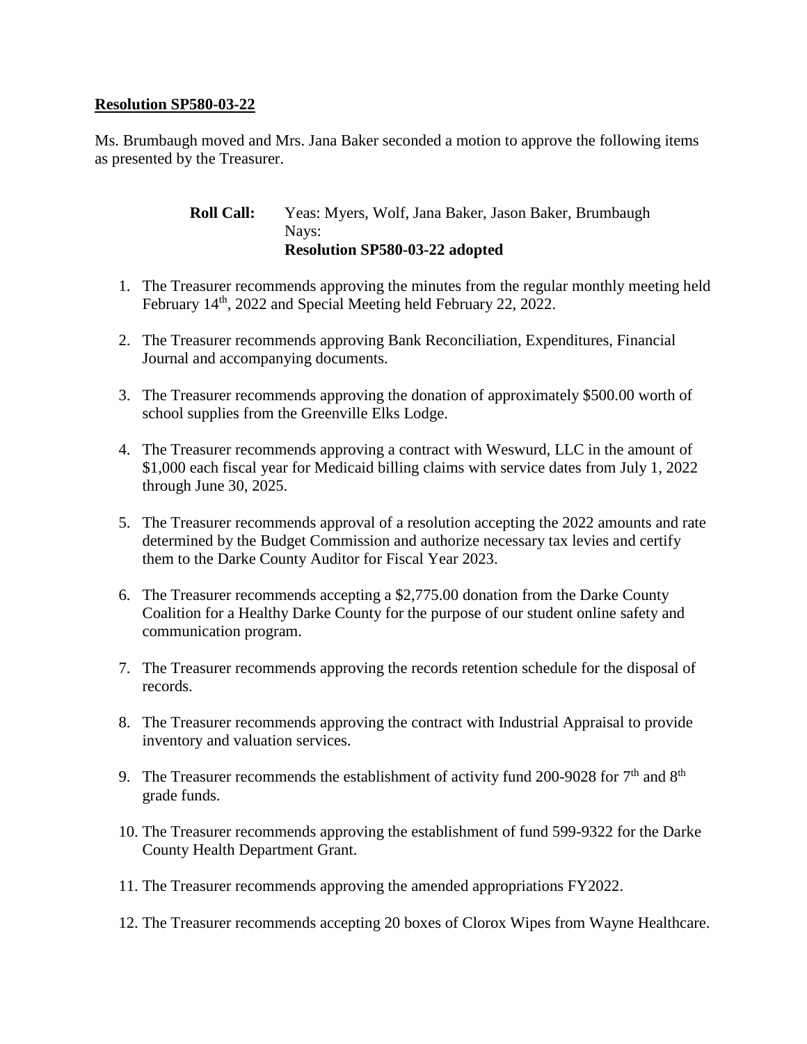**Resolution SP580-03-22**

Ms. Brumbaugh moved and Mrs. Jana Baker seconded a motion to approve the following items as presented by the Treasurer.

**Roll Call:** Yeas: Myers, Wolf, Jana Baker, Jason Baker, Brumbaugh
Nays:
**Resolution SP580-03-22 adopted**

1. The Treasurer recommends approving the minutes from the regular monthly meeting held February 14th, 2022 and Special Meeting held February 22, 2022.
2. The Treasurer recommends approving Bank Reconciliation, Expenditures, Financial Journal and accompanying documents.
3. The Treasurer recommends approving the donation of approximately $500.00 worth of school supplies from the Greenville Elks Lodge.
4. The Treasurer recommends approving a contract with Weswurd, LLC in the amount of $1,000 each fiscal year for Medicaid billing claims with service dates from July 1, 2022 through June 30, 2025.
5. The Treasurer recommends approval of a resolution accepting the 2022 amounts and rate determined by the Budget Commission and authorize necessary tax levies and certify them to the Darke County Auditor for Fiscal Year 2023.
6. The Treasurer recommends accepting a $2,775.00 donation from the Darke County Coalition for a Healthy Darke County for the purpose of our student online safety and communication program.
7. The Treasurer recommends approving the records retention schedule for the disposal of records.
8. The Treasurer recommends approving the contract with Industrial Appraisal to provide inventory and valuation services.
9. The Treasurer recommends the establishment of activity fund 200-9028 for 7th and 8th grade funds.
10. The Treasurer recommends approving the establishment of fund 599-9322 for the Darke County Health Department Grant.
11. The Treasurer recommends approving the amended appropriations FY2022.
12. The Treasurer recommends accepting 20 boxes of Clorox Wipes from Wayne Healthcare.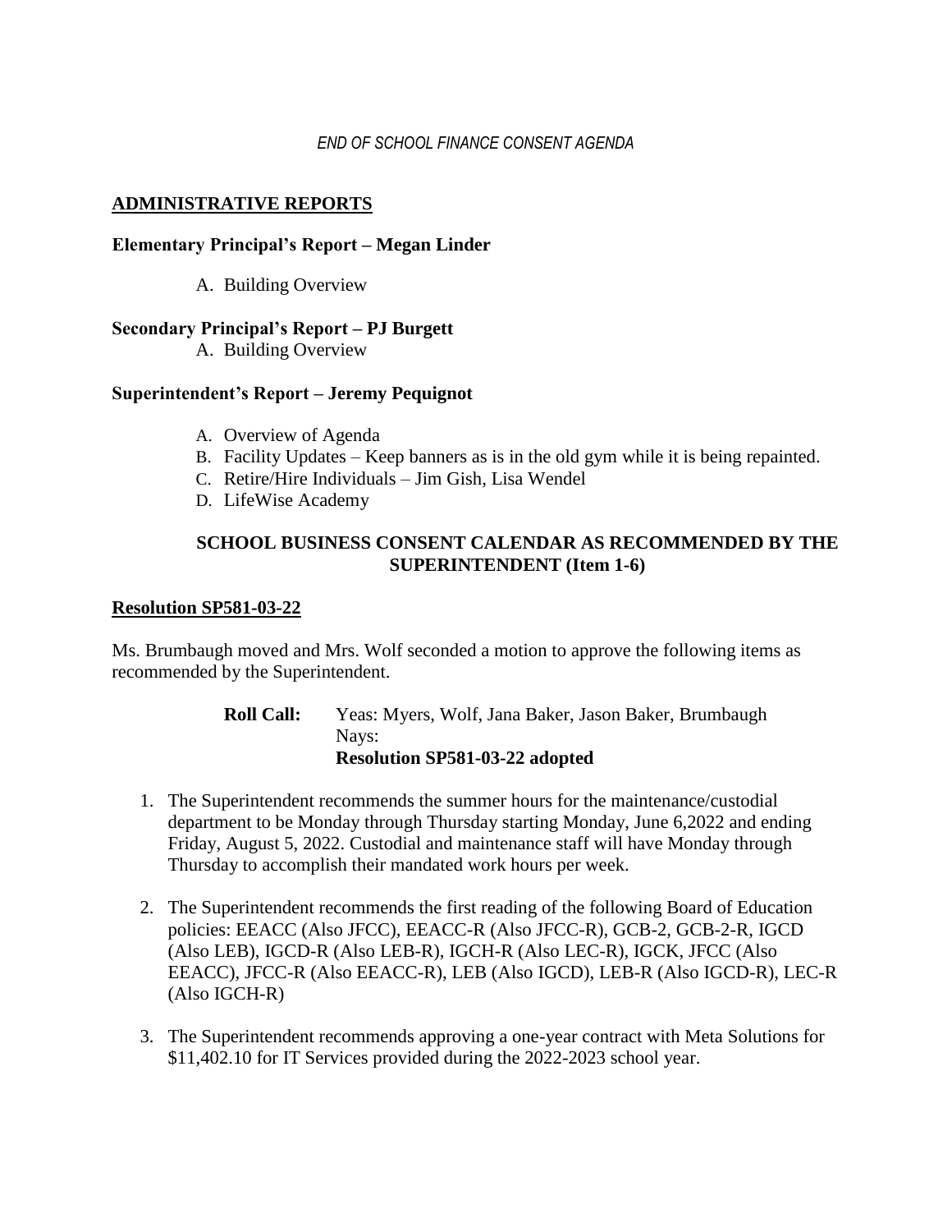*END OF SCHOOL FINANCE CONSENT AGENDA*

## ADMINISTRATIVE REPORTS

### Elementary Principal's Report – Megan Linder

A. Building Overview

### Secondary Principal's Report – PJ Burgett

A. Building Overview

### Superintendent's Report – Jeremy Pequignot

A. Overview of Agenda
B. Facility Updates – Keep banners as is in the old gym while it is being repainted.
C. Retire/Hire Individuals – Jim Gish, Lisa Wendel
D. LifeWise Academy

### SCHOOL BUSINESS CONSENT CALENDAR AS RECOMMENDED BY THE SUPERINTENDENT (Item 1-6)

## Resolution SP581-03-22

Ms. Brumbaugh moved and Mrs. Wolf seconded a motion to approve the following items as recommended by the Superintendent.

**Roll Call:** Yeas: Myers, Wolf, Jana Baker, Jason Baker, Brumbaugh
Nays:
**Resolution SP581-03-22 adopted**

1. The Superintendent recommends the summer hours for the maintenance/custodial department to be Monday through Thursday starting Monday, June 6,2022 and ending Friday, August 5, 2022. Custodial and maintenance staff will have Monday through Thursday to accomplish their mandated work hours per week.

2. The Superintendent recommends the first reading of the following Board of Education policies: EEACC (Also JFCC), EEACC-R (Also JFCC-R), GCB-2, GCB-2-R, IGCD (Also LEB), IGCD-R (Also LEB-R), IGCH-R (Also LEC-R), IGCK, JFCC (Also EEACC), JFCC-R (Also EEACC-R), LEB (Also IGCD), LEB-R (Also IGCD-R), LEC-R (Also IGCH-R)

3. The Superintendent recommends approving a one-year contract with Meta Solutions for $11,402.10 for IT Services provided during the 2022-2023 school year.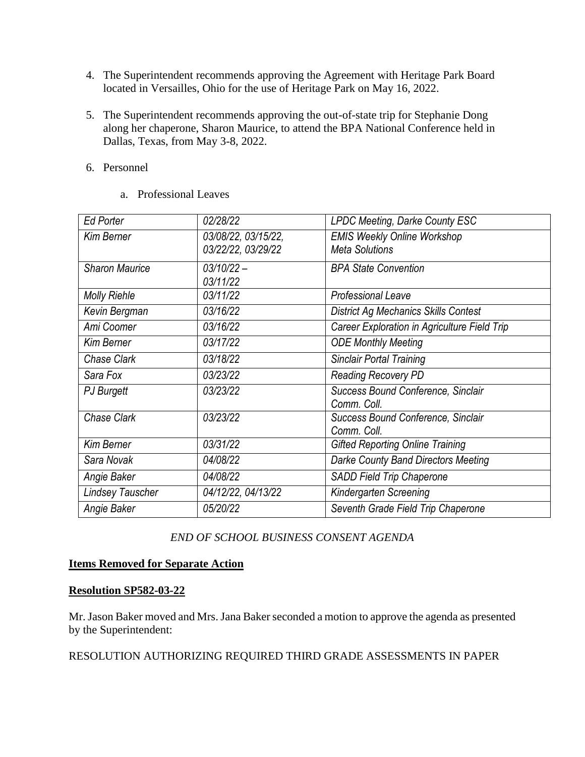4. The Superintendent recommends approving the Agreement with Heritage Park Board located in Versailles, Ohio for the use of Heritage Park on May 16, 2022.

5. The Superintendent recommends approving the out-of-state trip for Stephanie Dong along her chaperone, Sharon Maurice, to attend the BPA National Conference held in Dallas, Texas, from May 3-8, 2022.

6. Personnel

   a. Professional Leaves

| | | |
|---|---|---|
| *Ed Porter* | *02/28/22* | *LPDC Meeting, Darke County ESC* |
| *Kim Berner* | *03/08/22, 03/15/22, 03/22/22, 03/29/22* | *EMIS Weekly Online Workshop Meta Solutions* |
| *Sharon Maurice* | *03/10/22 – 03/11/22* | *BPA State Convention* |
| *Molly Riehle* | *03/11/22* | *Professional Leave* |
| *Kevin Bergman* | *03/16/22* | *District Ag Mechanics Skills Contest* |
| *Ami Coomer* | *03/16/22* | *Career Exploration in Agriculture Field Trip* |
| *Kim Berner* | *03/17/22* | *ODE Monthly Meeting* |
| *Chase Clark* | *03/18/22* | *Sinclair Portal Training* |
| *Sara Fox* | *03/23/22* | *Reading Recovery PD* |
| *PJ Burgett* | *03/23/22* | *Success Bound Conference, Sinclair Comm. Coll.* |
| *Chase Clark* | *03/23/22* | *Success Bound Conference, Sinclair Comm. Coll.* |
| *Kim Berner* | *03/31/22* | *Gifted Reporting Online Training* |
| *Sara Novak* | *04/08/22* | *Darke County Band Directors Meeting* |
| *Angie Baker* | *04/08/22* | *SADD Field Trip Chaperone* |
| *Lindsey Tauscher* | *04/12/22, 04/13/22* | *Kindergarten Screening* |
| *Angie Baker* | *05/20/22* | *Seventh Grade Field Trip Chaperone* |

*END OF SCHOOL BUSINESS CONSENT AGENDA*

**Items Removed for Separate Action**

**Resolution SP582-03-22**

Mr. Jason Baker moved and Mrs. Jana Baker seconded a motion to approve the agenda as presented by the Superintendent:

RESOLUTION AUTHORIZING REQUIRED THIRD GRADE ASSESSMENTS IN PAPER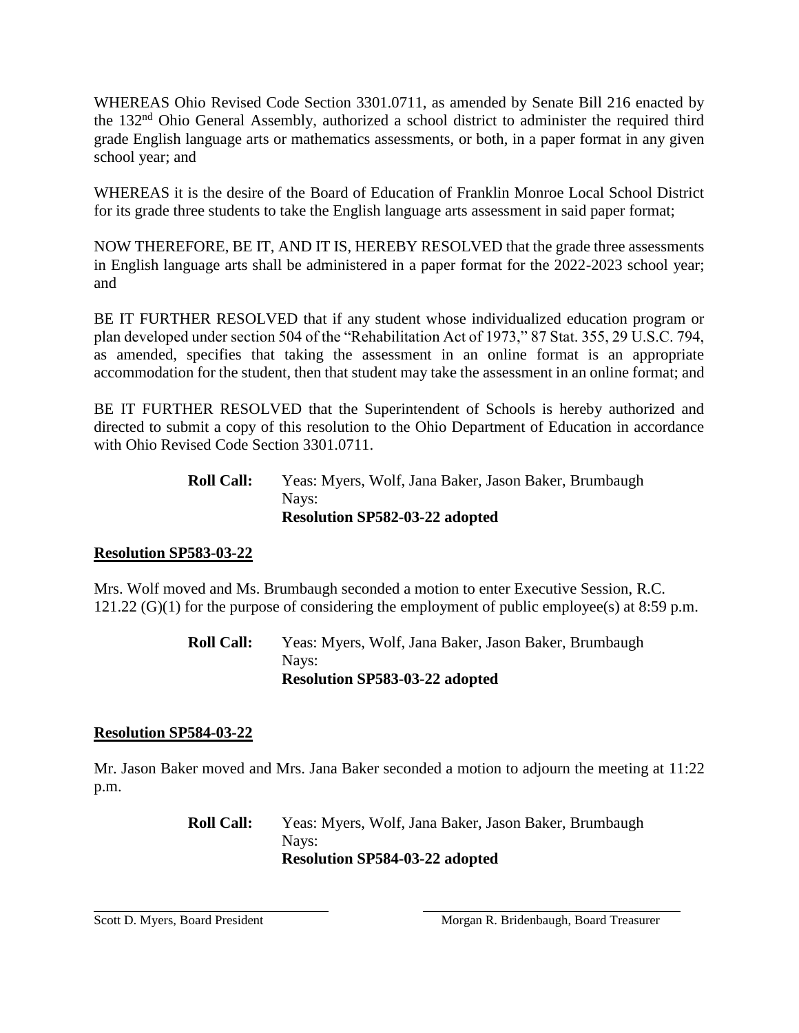WHEREAS Ohio Revised Code Section 3301.0711, as amended by Senate Bill 216 enacted by the 132nd Ohio General Assembly, authorized a school district to administer the required third grade English language arts or mathematics assessments, or both, in a paper format in any given school year; and

WHEREAS it is the desire of the Board of Education of Franklin Monroe Local School District for its grade three students to take the English language arts assessment in said paper format;

NOW THEREFORE, BE IT, AND IT IS, HEREBY RESOLVED that the grade three assessments in English language arts shall be administered in a paper format for the 2022-2023 school year; and

BE IT FURTHER RESOLVED that if any student whose individualized education program or plan developed under section 504 of the "Rehabilitation Act of 1973," 87 Stat. 355, 29 U.S.C. 794, as amended, specifies that taking the assessment in an online format is an appropriate accommodation for the student, then that student may take the assessment in an online format; and

BE IT FURTHER RESOLVED that the Superintendent of Schools is hereby authorized and directed to submit a copy of this resolution to the Ohio Department of Education in accordance with Ohio Revised Code Section 3301.0711.

**Roll Call:** Yeas: Myers, Wolf, Jana Baker, Jason Baker, Brumbaugh
Nays:
**Resolution SP582-03-22 adopted**

**Resolution SP583-03-22**

Mrs. Wolf moved and Ms. Brumbaugh seconded a motion to enter Executive Session, R.C. 121.22 (G)(1) for the purpose of considering the employment of public employee(s) at 8:59 p.m.

**Roll Call:** Yeas: Myers, Wolf, Jana Baker, Jason Baker, Brumbaugh
Nays:
**Resolution SP583-03-22 adopted**

**Resolution SP584-03-22**

Mr. Jason Baker moved and Mrs. Jana Baker seconded a motion to adjourn the meeting at 11:22 p.m.

**Roll Call:** Yeas: Myers, Wolf, Jana Baker, Jason Baker, Brumbaugh
Nays:
**Resolution SP584-03-22 adopted**

Scott D. Myers, Board President

Morgan R. Bridenbaugh, Board Treasurer